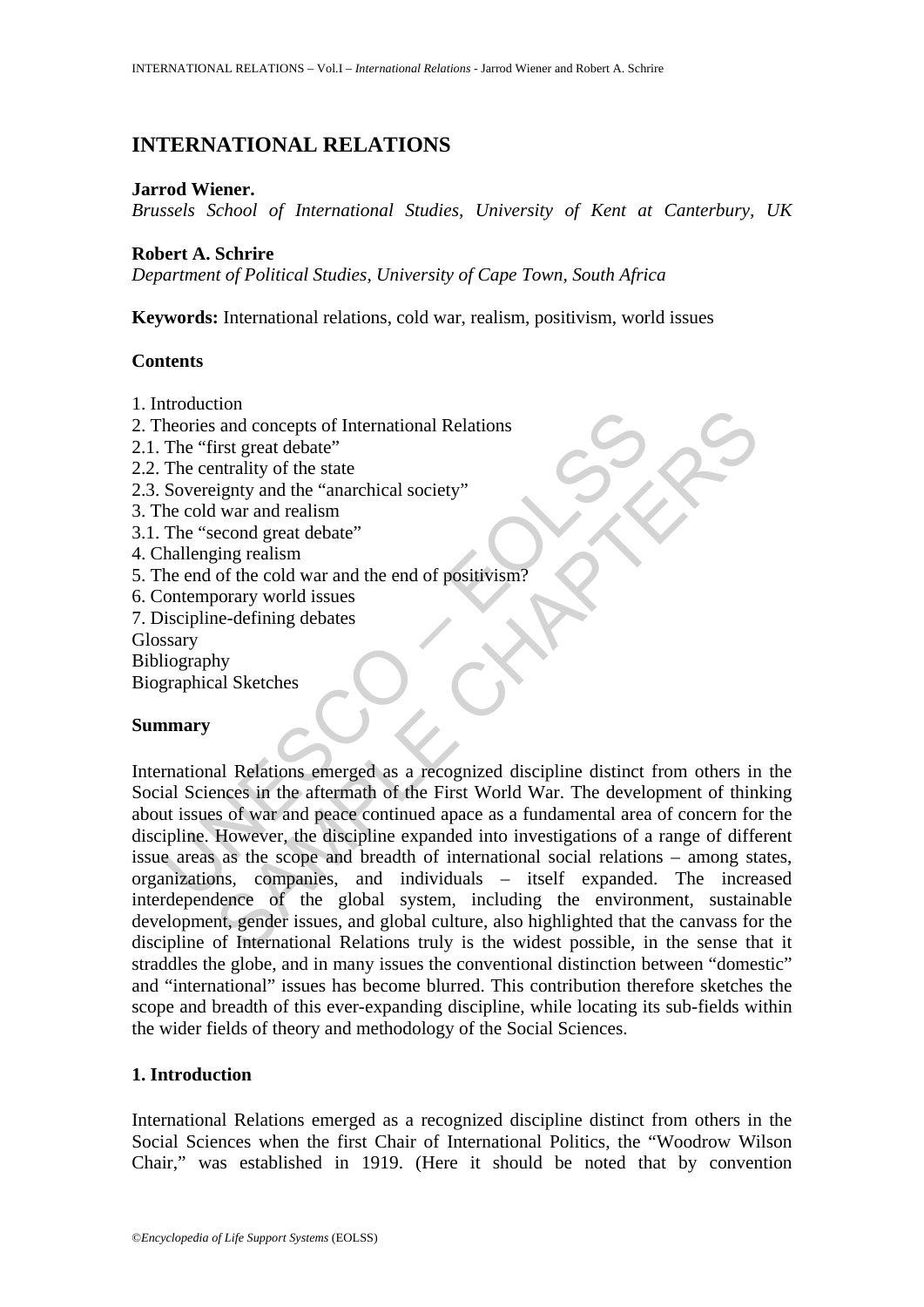# INTERNATIONAL RELATIONS

**Jarrod Wiener.**
*Brussels School of International Studies, University of Kent at Canterbury, UK*

**Robert A. Schrire**
*Department of Political Studies, University of Cape Town, South Africa*

**Keywords:** International relations, cold war, realism, positivism, world issues

**Contents**

1. Introduction
2. Theories and concepts of International Relations
2.1. The "first great debate"
2.2. The centrality of the state
2.3. Sovereignty and the "anarchical society"
3. The cold war and realism
3.1. The "second great debate"
4. Challenging realism
5. The end of the cold war and the end of positivism?
6. Contemporary world issues
7. Discipline-defining debates

Glossary
Bibliography
Biographical Sketches

**Summary**

International Relations emerged as a recognized discipline distinct from others in the Social Sciences in the aftermath of the First World War. The development of thinking about issues of war and peace continued apace as a fundamental area of concern for the discipline. However, the discipline expanded into investigations of a range of different issue areas as the scope and breadth of international social relations – among states, organizations, companies, and individuals – itself expanded. The increased interdependence of the global system, including the environment, sustainable development, gender issues, and global culture, also highlighted that the canvass for the discipline of International Relations truly is the widest possible, in the sense that it straddles the globe, and in many issues the conventional distinction between "domestic" and "international" issues has become blurred. This contribution therefore sketches the scope and breadth of this ever-expanding discipline, while locating its sub-fields within the wider fields of theory and methodology of the Social Sciences.

## 1. Introduction

International Relations emerged as a recognized discipline distinct from others in the Social Sciences when the first Chair of International Politics, the "Woodrow Wilson Chair," was established in 1919. (Here it should be noted that by convention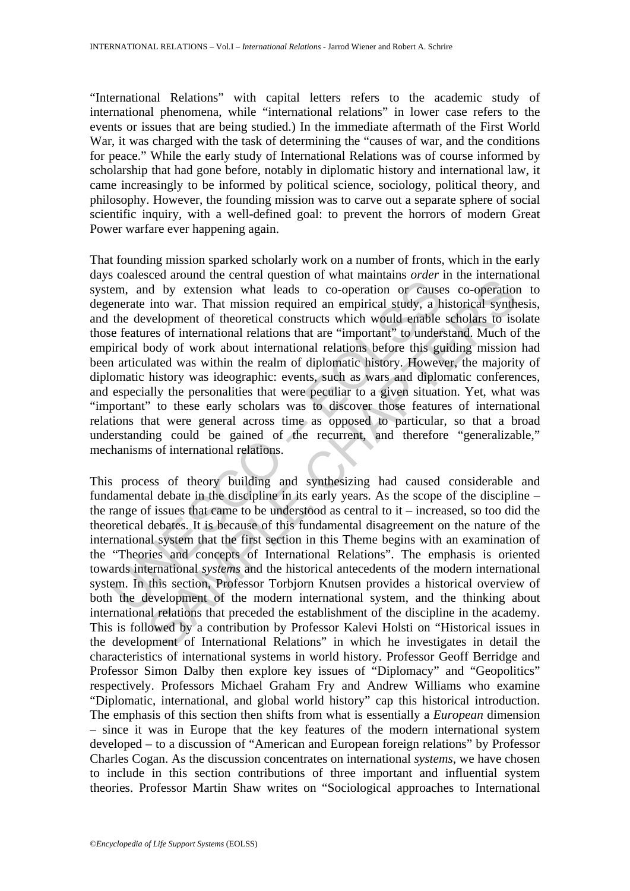"International Relations" with capital letters refers to the academic study of international phenomena, while "international relations" in lower case refers to the events or issues that are being studied.) In the immediate aftermath of the First World War, it was charged with the task of determining the "causes of war, and the conditions for peace." While the early study of International Relations was of course informed by scholarship that had gone before, notably in diplomatic history and international law, it came increasingly to be informed by political science, sociology, political theory, and philosophy. However, the founding mission was to carve out a separate sphere of social scientific inquiry, with a well-defined goal: to prevent the horrors of modern Great Power warfare ever happening again.

That founding mission sparked scholarly work on a number of fronts, which in the early days coalesced around the central question of what maintains *order* in the international system, and by extension what leads to co-operation or causes co-operation to degenerate into war. That mission required an empirical study, a historical synthesis, and the development of theoretical constructs which would enable scholars to isolate those features of international relations that are "important" to understand. Much of the empirical body of work about international relations before this guiding mission had been articulated was within the realm of diplomatic history. However, the majority of diplomatic history was ideographic: events, such as wars and diplomatic conferences, and especially the personalities that were peculiar to a given situation. Yet, what was "important" to these early scholars was to discover those features of international relations that were general across time as opposed to particular, so that a broad understanding could be gained of the recurrent, and therefore "generalizable," mechanisms of international relations.

This process of theory building and synthesizing had caused considerable and fundamental debate in the discipline in its early years. As the scope of the discipline – the range of issues that came to be understood as central to it – increased, so too did the theoretical debates. It is because of this fundamental disagreement on the nature of the international system that the first section in this Theme begins with an examination of the "Theories and concepts of International Relations". The emphasis is oriented towards international *systems* and the historical antecedents of the modern international system. In this section, Professor Torbjorn Knutsen provides a historical overview of both the development of the modern international system, and the thinking about international relations that preceded the establishment of the discipline in the academy. This is followed by a contribution by Professor Kalevi Holsti on "Historical issues in the development of International Relations" in which he investigates in detail the characteristics of international systems in world history. Professor Geoff Berridge and Professor Simon Dalby then explore key issues of "Diplomacy" and "Geopolitics" respectively. Professors Michael Graham Fry and Andrew Williams who examine "Diplomatic, international, and global world history" cap this historical introduction. The emphasis of this section then shifts from what is essentially a *European* dimension – since it was in Europe that the key features of the modern international system developed – to a discussion of "American and European foreign relations" by Professor Charles Cogan. As the discussion concentrates on international *systems*, we have chosen to include in this section contributions of three important and influential system theories. Professor Martin Shaw writes on "Sociological approaches to International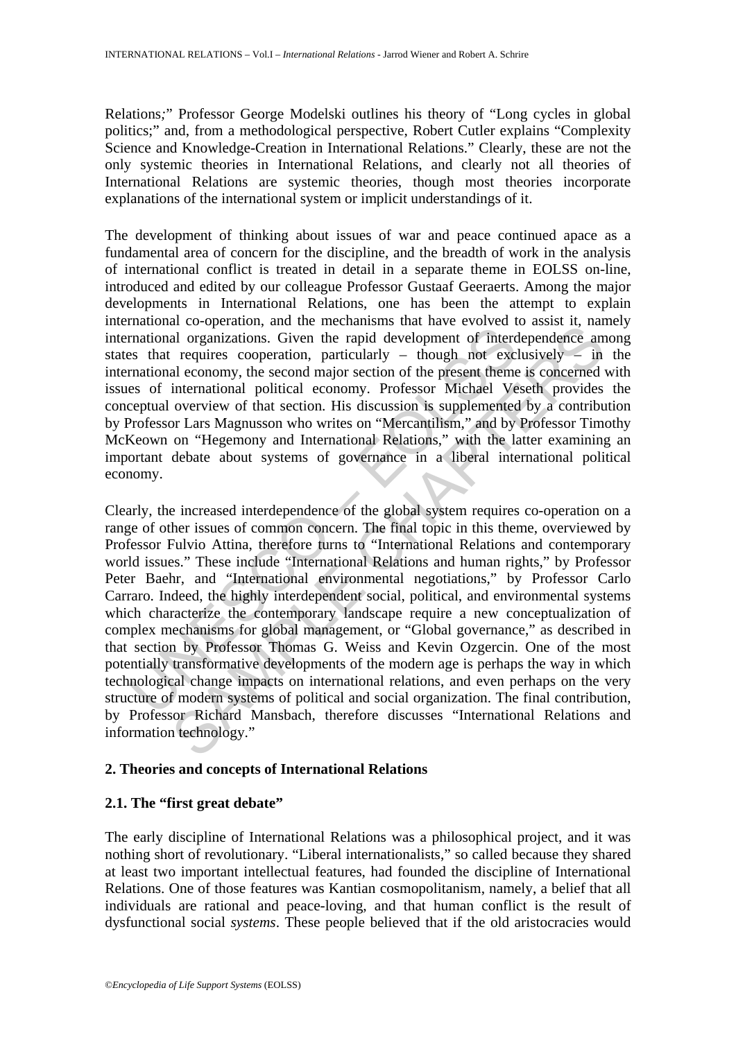Relations;" Professor George Modelski outlines his theory of "Long cycles in global politics;" and, from a methodological perspective, Robert Cutler explains "Complexity Science and Knowledge-Creation in International Relations." Clearly, these are not the only systemic theories in International Relations, and clearly not all theories of International Relations are systemic theories, though most theories incorporate explanations of the international system or implicit understandings of it.

The development of thinking about issues of war and peace continued apace as a fundamental area of concern for the discipline, and the breadth of work in the analysis of international conflict is treated in detail in a separate theme in EOLSS on-line, introduced and edited by our colleague Professor Gustaaf Geeraerts. Among the major developments in International Relations, one has been the attempt to explain international co-operation, and the mechanisms that have evolved to assist it, namely international organizations. Given the rapid development of interdependence among states that requires cooperation, particularly – though not exclusively – in the international economy, the second major section of the present theme is concerned with issues of international political economy. Professor Michael Veseth provides the conceptual overview of that section. His discussion is supplemented by a contribution by Professor Lars Magnusson who writes on "Mercantilism," and by Professor Timothy McKeown on "Hegemony and International Relations," with the latter examining an important debate about systems of governance in a liberal international political economy.

Clearly, the increased interdependence of the global system requires co-operation on a range of other issues of common concern. The final topic in this theme, overviewed by Professor Fulvio Attina, therefore turns to "International Relations and contemporary world issues." These include "International Relations and human rights," by Professor Peter Baehr, and "International environmental negotiations," by Professor Carlo Carraro. Indeed, the highly interdependent social, political, and environmental systems which characterize the contemporary landscape require a new conceptualization of complex mechanisms for global management, or "Global governance," as described in that section by Professor Thomas G. Weiss and Kevin Ozgercin. One of the most potentially transformative developments of the modern age is perhaps the way in which technological change impacts on international relations, and even perhaps on the very structure of modern systems of political and social organization. The final contribution, by Professor Richard Mansbach, therefore discusses "International Relations and information technology."

## 2. Theories and concepts of International Relations

### 2.1. The "first great debate"

The early discipline of International Relations was a philosophical project, and it was nothing short of revolutionary. "Liberal internationalists," so called because they shared at least two important intellectual features, had founded the discipline of International Relations. One of those features was Kantian cosmopolitanism, namely, a belief that all individuals are rational and peace-loving, and that human conflict is the result of dysfunctional social *systems*. These people believed that if the old aristocracies would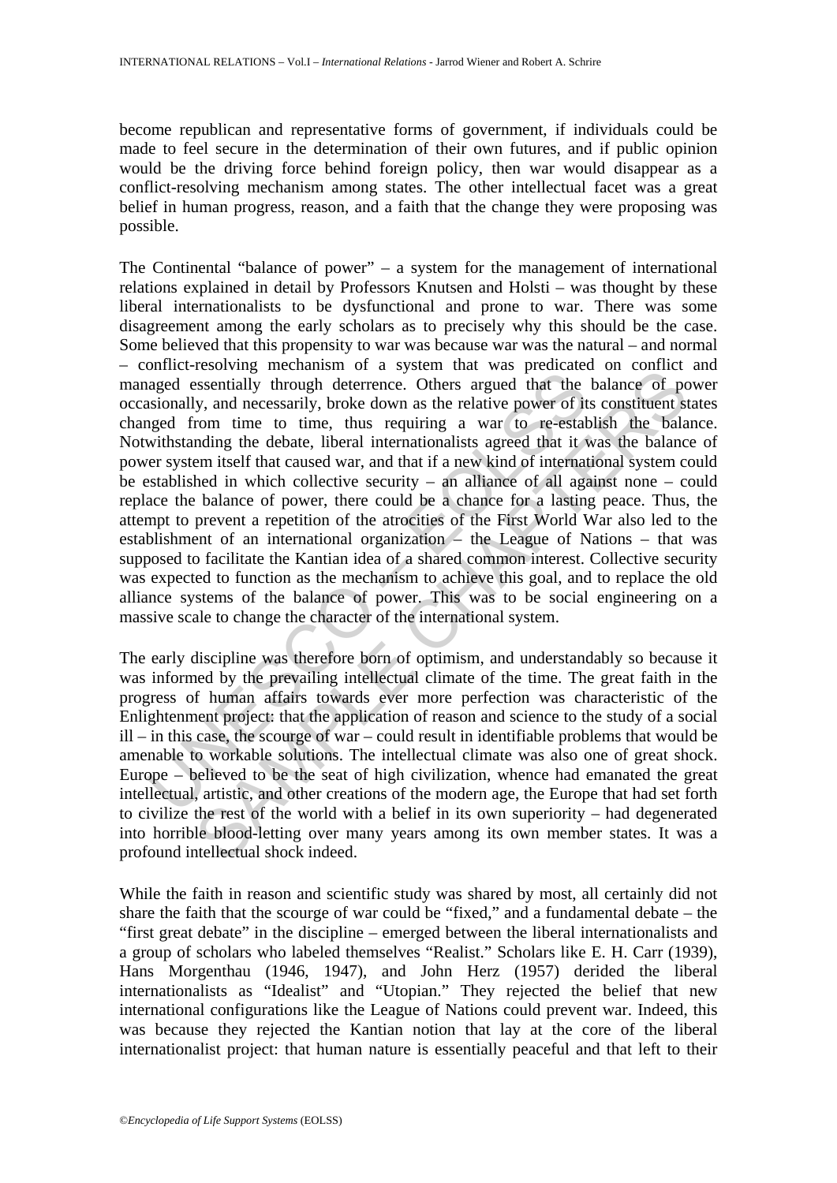become republican and representative forms of government, if individuals could be made to feel secure in the determination of their own futures, and if public opinion would be the driving force behind foreign policy, then war would disappear as a conflict-resolving mechanism among states. The other intellectual facet was a great belief in human progress, reason, and a faith that the change they were proposing was possible.

The Continental "balance of power" – a system for the management of international relations explained in detail by Professors Knutsen and Holsti – was thought by these liberal internationalists to be dysfunctional and prone to war. There was some disagreement among the early scholars as to precisely why this should be the case. Some believed that this propensity to war was because war was the natural – and normal – conflict-resolving mechanism of a system that was predicated on conflict and managed essentially through deterrence. Others argued that the balance of power occasionally, and necessarily, broke down as the relative power of its constituent states changed from time to time, thus requiring a war to re-establish the balance. Notwithstanding the debate, liberal internationalists agreed that it was the balance of power system itself that caused war, and that if a new kind of international system could be established in which collective security – an alliance of all against none – could replace the balance of power, there could be a chance for a lasting peace. Thus, the attempt to prevent a repetition of the atrocities of the First World War also led to the establishment of an international organization – the League of Nations – that was supposed to facilitate the Kantian idea of a shared common interest. Collective security was expected to function as the mechanism to achieve this goal, and to replace the old alliance systems of the balance of power. This was to be social engineering on a massive scale to change the character of the international system.

The early discipline was therefore born of optimism, and understandably so because it was informed by the prevailing intellectual climate of the time. The great faith in the progress of human affairs towards ever more perfection was characteristic of the Enlightenment project: that the application of reason and science to the study of a social ill – in this case, the scourge of war – could result in identifiable problems that would be amenable to workable solutions. The intellectual climate was also one of great shock. Europe – believed to be the seat of high civilization, whence had emanated the great intellectual, artistic, and other creations of the modern age, the Europe that had set forth to civilize the rest of the world with a belief in its own superiority – had degenerated into horrible blood-letting over many years among its own member states. It was a profound intellectual shock indeed.

While the faith in reason and scientific study was shared by most, all certainly did not share the faith that the scourge of war could be "fixed," and a fundamental debate – the "first great debate" in the discipline – emerged between the liberal internationalists and a group of scholars who labeled themselves "Realist." Scholars like E. H. Carr (1939), Hans Morgenthau (1946, 1947), and John Herz (1957) derided the liberal internationalists as "Idealist" and "Utopian." They rejected the belief that new international configurations like the League of Nations could prevent war. Indeed, this was because they rejected the Kantian notion that lay at the core of the liberal internationalist project: that human nature is essentially peaceful and that left to their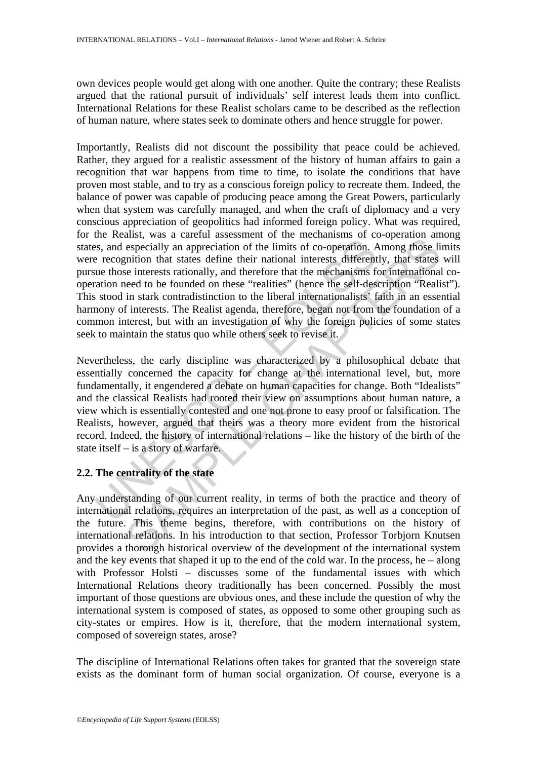own devices people would get along with one another. Quite the contrary; these Realists argued that the rational pursuit of individuals' self interest leads them into conflict. International Relations for these Realist scholars came to be described as the reflection of human nature, where states seek to dominate others and hence struggle for power.

Importantly, Realists did not discount the possibility that peace could be achieved. Rather, they argued for a realistic assessment of the history of human affairs to gain a recognition that war happens from time to time, to isolate the conditions that have proven most stable, and to try as a conscious foreign policy to recreate them. Indeed, the balance of power was capable of producing peace among the Great Powers, particularly when that system was carefully managed, and when the craft of diplomacy and a very conscious appreciation of geopolitics had informed foreign policy. What was required, for the Realist, was a careful assessment of the mechanisms of co-operation among states, and especially an appreciation of the limits of co-operation. Among those limits were recognition that states define their national interests differently, that states will pursue those interests rationally, and therefore that the mechanisms for international co-operation need to be founded on these "realities" (hence the self-description "Realist"). This stood in stark contradistinction to the liberal internationalists' faith in an essential harmony of interests. The Realist agenda, therefore, began not from the foundation of a common interest, but with an investigation of why the foreign policies of some states seek to maintain the status quo while others seek to revise it.

Nevertheless, the early discipline was characterized by a philosophical debate that essentially concerned the capacity for change at the international level, but, more fundamentally, it engendered a debate on human capacities for change. Both "Idealists" and the classical Realists had rooted their view on assumptions about human nature, a view which is essentially contested and one not prone to easy proof or falsification. The Realists, however, argued that theirs was a theory more evident from the historical record. Indeed, the history of international relations – like the history of the birth of the state itself – is a story of warfare.

## 2.2. The centrality of the state

Any understanding of our current reality, in terms of both the practice and theory of international relations, requires an interpretation of the past, as well as a conception of the future. This theme begins, therefore, with contributions on the history of international relations. In his introduction to that section, Professor Torbjorn Knutsen provides a thorough historical overview of the development of the international system and the key events that shaped it up to the end of the cold war. In the process, he – along with Professor Holsti – discusses some of the fundamental issues with which International Relations theory traditionally has been concerned. Possibly the most important of those questions are obvious ones, and these include the question of why the international system is composed of states, as opposed to some other grouping such as city-states or empires. How is it, therefore, that the modern international system, composed of sovereign states, arose?

The discipline of International Relations often takes for granted that the sovereign state exists as the dominant form of human social organization. Of course, everyone is a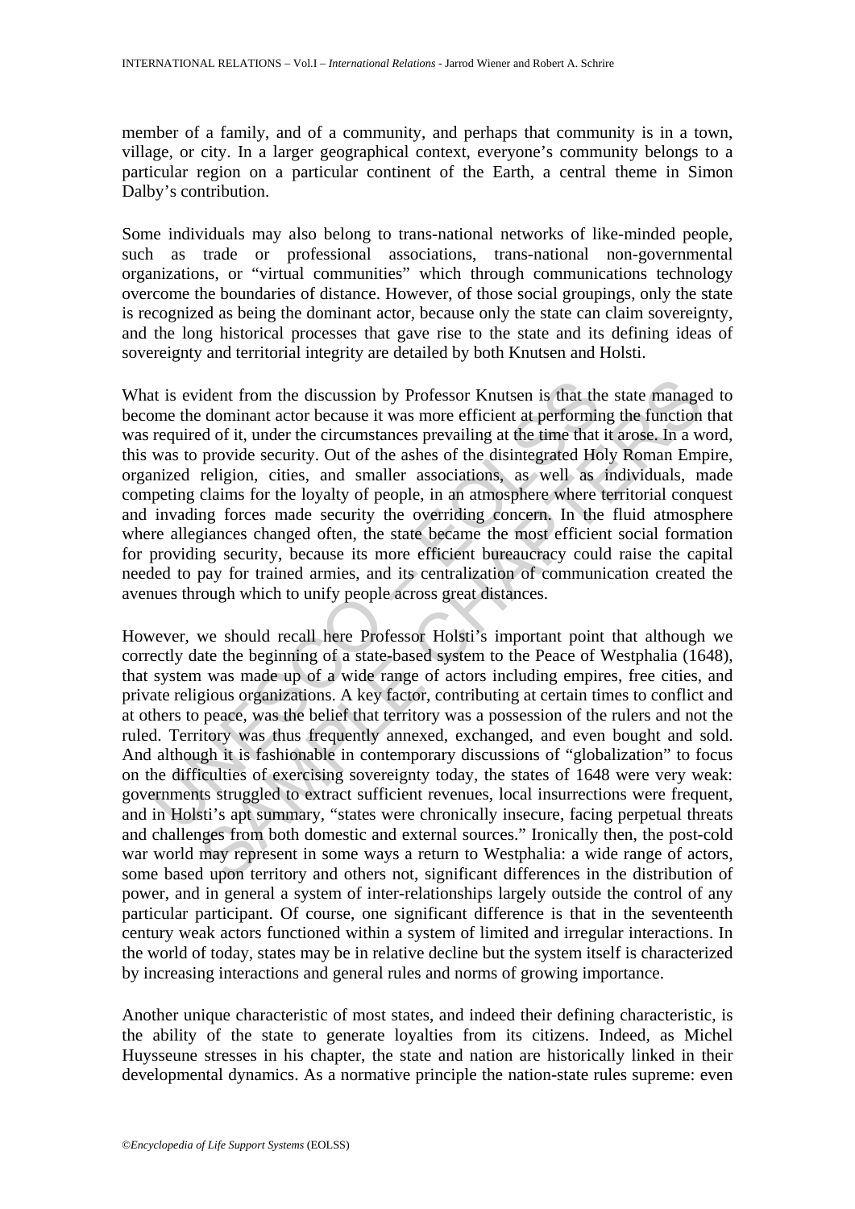member of a family, and of a community, and perhaps that community is in a town, village, or city. In a larger geographical context, everyone's community belongs to a particular region on a particular continent of the Earth, a central theme in Simon Dalby's contribution.

Some individuals may also belong to trans-national networks of like-minded people, such as trade or professional associations, trans-national non-governmental organizations, or "virtual communities" which through communications technology overcome the boundaries of distance. However, of those social groupings, only the state is recognized as being the dominant actor, because only the state can claim sovereignty, and the long historical processes that gave rise to the state and its defining ideas of sovereignty and territorial integrity are detailed by both Knutsen and Holsti.

What is evident from the discussion by Professor Knutsen is that the state managed to become the dominant actor because it was more efficient at performing the function that was required of it, under the circumstances prevailing at the time that it arose. In a word, this was to provide security. Out of the ashes of the disintegrated Holy Roman Empire, organized religion, cities, and smaller associations, as well as individuals, made competing claims for the loyalty of people, in an atmosphere where territorial conquest and invading forces made security the overriding concern. In the fluid atmosphere where allegiances changed often, the state became the most efficient social formation for providing security, because its more efficient bureaucracy could raise the capital needed to pay for trained armies, and its centralization of communication created the avenues through which to unify people across great distances.

However, we should recall here Professor Holsti's important point that although we correctly date the beginning of a state-based system to the Peace of Westphalia (1648), that system was made up of a wide range of actors including empires, free cities, and private religious organizations. A key factor, contributing at certain times to conflict and at others to peace, was the belief that territory was a possession of the rulers and not the ruled. Territory was thus frequently annexed, exchanged, and even bought and sold. And although it is fashionable in contemporary discussions of "globalization" to focus on the difficulties of exercising sovereignty today, the states of 1648 were very weak: governments struggled to extract sufficient revenues, local insurrections were frequent, and in Holsti's apt summary, "states were chronically insecure, facing perpetual threats and challenges from both domestic and external sources." Ironically then, the post-cold war world may represent in some ways a return to Westphalia: a wide range of actors, some based upon territory and others not, significant differences in the distribution of power, and in general a system of inter-relationships largely outside the control of any particular participant. Of course, one significant difference is that in the seventeenth century weak actors functioned within a system of limited and irregular interactions. In the world of today, states may be in relative decline but the system itself is characterized by increasing interactions and general rules and norms of growing importance.

Another unique characteristic of most states, and indeed their defining characteristic, is the ability of the state to generate loyalties from its citizens. Indeed, as Michel Huysseune stresses in his chapter, the state and nation are historically linked in their developmental dynamics. As a normative principle the nation-state rules supreme: even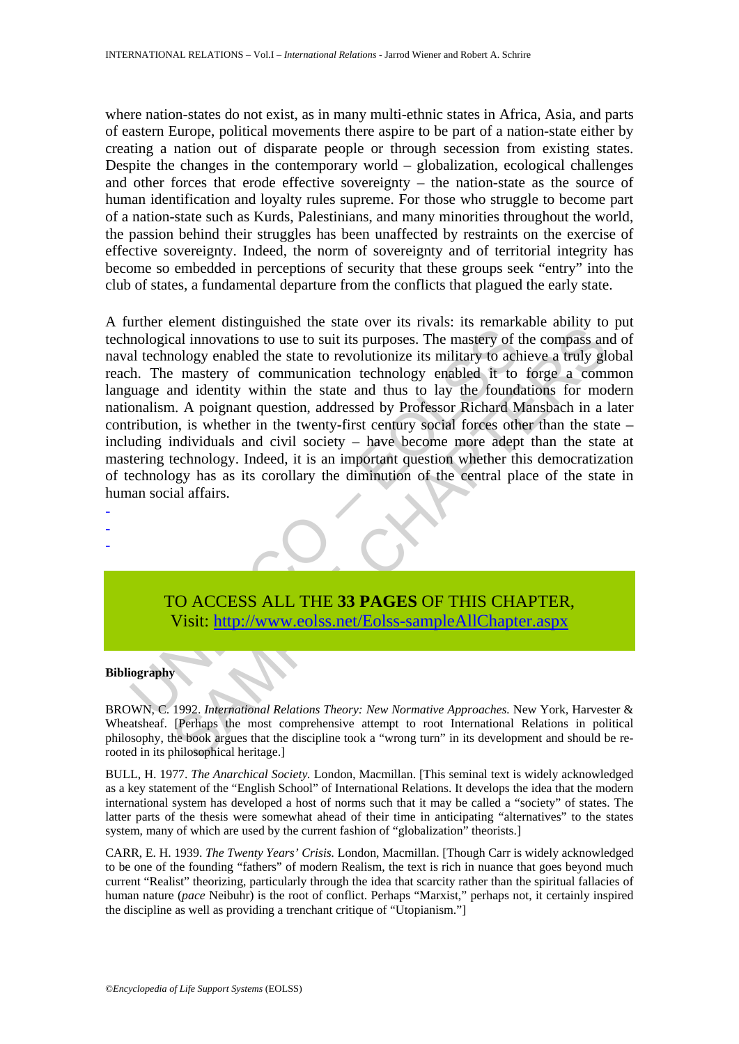where nation-states do not exist, as in many multi-ethnic states in Africa, Asia, and parts of eastern Europe, political movements there aspire to be part of a nation-state either by creating a nation out of disparate people or through secession from existing states. Despite the changes in the contemporary world – globalization, ecological challenges and other forces that erode effective sovereignty – the nation-state as the source of human identification and loyalty rules supreme. For those who struggle to become part of a nation-state such as Kurds, Palestinians, and many minorities throughout the world, the passion behind their struggles has been unaffected by restraints on the exercise of effective sovereignty. Indeed, the norm of sovereignty and of territorial integrity has become so embedded in perceptions of security that these groups seek "entry" into the club of states, a fundamental departure from the conflicts that plagued the early state.

A further element distinguished the state over its rivals: its remarkable ability to put technological innovations to use to suit its purposes. The mastery of the compass and of naval technology enabled the state to revolutionize its military to achieve a truly global reach. The mastery of communication technology enabled it to forge a common language and identity within the state and thus to lay the foundations for modern nationalism. A poignant question, addressed by Professor Richard Mansbach in a later contribution, is whether in the twenty-first century social forces other than the state – including individuals and civil society – have become more adept than the state at mastering technology. Indeed, it is an important question whether this democratization of technology has as its corollary the diminution of the central place of the state in human social affairs.

-
-
-

TO ACCESS ALL THE **33 PAGES** OF THIS CHAPTER,
Visit: http://www.eolss.net/Eolss-sampleAllChapter.aspx

**Bibliography**

BROWN, C. 1992. *International Relations Theory: New Normative Approaches.* New York, Harvester & Wheatsheaf. [Perhaps the most comprehensive attempt to root International Relations in political philosophy, the book argues that the discipline took a "wrong turn" in its development and should be re-rooted in its philosophical heritage.]

BULL, H. 1977. *The Anarchical Society.* London, Macmillan. [This seminal text is widely acknowledged as a key statement of the "English School" of International Relations. It develops the idea that the modern international system has developed a host of norms such that it may be called a "society" of states. The latter parts of the thesis were somewhat ahead of their time in anticipating "alternatives" to the states system, many of which are used by the current fashion of "globalization" theorists.]

CARR, E. H. 1939. *The Twenty Years' Crisis.* London, Macmillan. [Though Carr is widely acknowledged to be one of the founding "fathers" of modern Realism, the text is rich in nuance that goes beyond much current "Realist" theorizing, particularly through the idea that scarcity rather than the spiritual fallacies of human nature (*pace* Neibuhr) is the root of conflict. Perhaps "Marxist," perhaps not, it certainly inspired the discipline as well as providing a trenchant critique of "Utopianism."]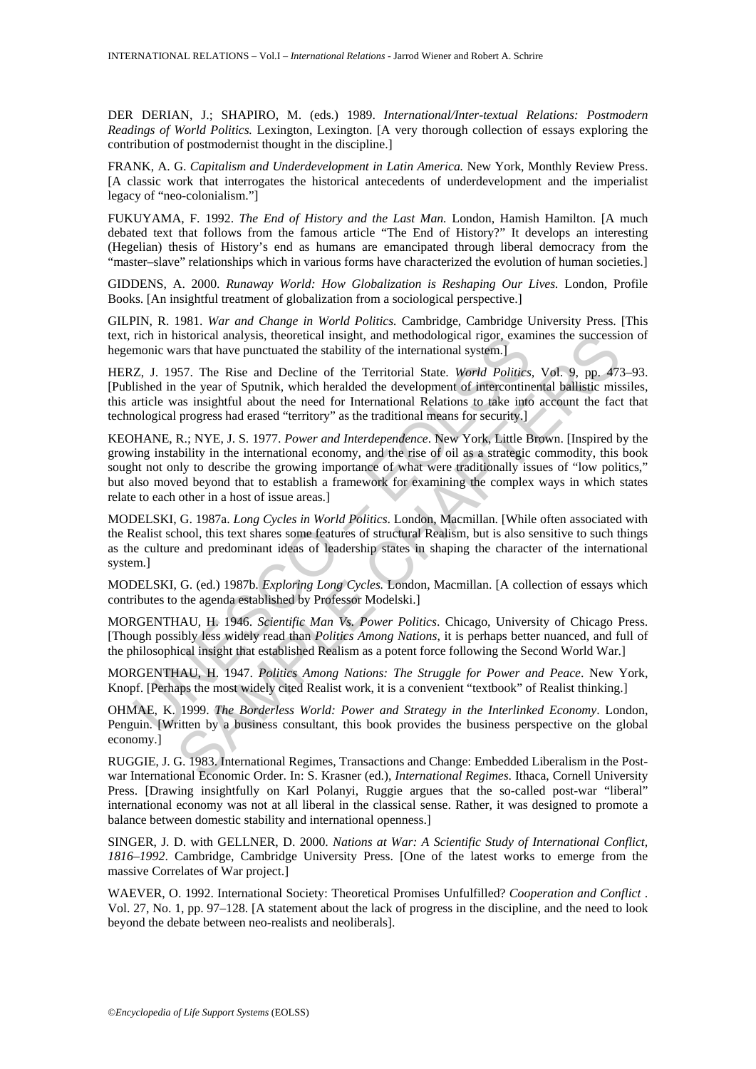DER DERIAN, J.; SHAPIRO, M. (eds.) 1989. *International/Inter-textual Relations: Postmodern Readings of World Politics.* Lexington, Lexington. [A very thorough collection of essays exploring the contribution of postmodernist thought in the discipline.]

FRANK, A. G. *Capitalism and Underdevelopment in Latin America.* New York, Monthly Review Press. [A classic work that interrogates the historical antecedents of underdevelopment and the imperialist legacy of "neo-colonialism."]

FUKUYAMA, F. 1992. *The End of History and the Last Man.* London, Hamish Hamilton. [A much debated text that follows from the famous article "The End of History?" It develops an interesting (Hegelian) thesis of History's end as humans are emancipated through liberal democracy from the "master–slave" relationships which in various forms have characterized the evolution of human societies.]

GIDDENS, A. 2000. *Runaway World: How Globalization is Reshaping Our Lives.* London, Profile Books. [An insightful treatment of globalization from a sociological perspective.]

GILPIN, R. 1981. *War and Change in World Politics.* Cambridge, Cambridge University Press. [This text, rich in historical analysis, theoretical insight, and methodological rigor, examines the succession of hegemonic wars that have punctuated the stability of the international system.]

HERZ, J. 1957. The Rise and Decline of the Territorial State. *World Politics,* Vol. 9, pp. 473–93. [Published in the year of Sputnik, which heralded the development of intercontinental ballistic missiles, this article was insightful about the need for International Relations to take into account the fact that technological progress had erased "territory" as the traditional means for security.]

KEOHANE, R.; NYE, J. S. 1977. *Power and Interdependence*. New York, Little Brown. [Inspired by the growing instability in the international economy, and the rise of oil as a strategic commodity, this book sought not only to describe the growing importance of what were traditionally issues of "low politics," but also moved beyond that to establish a framework for examining the complex ways in which states relate to each other in a host of issue areas.]

MODELSKI, G. 1987a. *Long Cycles in World Politics*. London, Macmillan. [While often associated with the Realist school, this text shares some features of structural Realism, but is also sensitive to such things as the culture and predominant ideas of leadership states in shaping the character of the international system.]

MODELSKI, G. (ed.) 1987b. *Exploring Long Cycles.* London, Macmillan. [A collection of essays which contributes to the agenda established by Professor Modelski.]

MORGENTHAU, H. 1946. *Scientific Man Vs. Power Politics*. Chicago, University of Chicago Press. [Though possibly less widely read than *Politics Among Nations*, it is perhaps better nuanced, and full of the philosophical insight that established Realism as a potent force following the Second World War.]

MORGENTHAU, H. 1947. *Politics Among Nations: The Struggle for Power and Peace*. New York, Knopf. [Perhaps the most widely cited Realist work, it is a convenient "textbook" of Realist thinking.]

OHMAE, K. 1999. *The Borderless World: Power and Strategy in the Interlinked Economy*. London, Penguin. [Written by a business consultant, this book provides the business perspective on the global economy.]

RUGGIE, J. G. 1983. International Regimes, Transactions and Change: Embedded Liberalism in the Post-war International Economic Order. In: S. Krasner (ed.), *International Regimes.* Ithaca, Cornell University Press. [Drawing insightfully on Karl Polanyi, Ruggie argues that the so-called post-war "liberal" international economy was not at all liberal in the classical sense. Rather, it was designed to promote a balance between domestic stability and international openness.]

SINGER, J. D. with GELLNER, D. 2000. *Nations at War: A Scientific Study of International Conflict, 1816–1992*. Cambridge, Cambridge University Press. [One of the latest works to emerge from the massive Correlates of War project.]

WAEVER, O. 1992. International Society: Theoretical Promises Unfulfilled? *Cooperation and Conflict* . Vol. 27, No. 1, pp. 97–128. [A statement about the lack of progress in the discipline, and the need to look beyond the debate between neo-realists and neoliberals].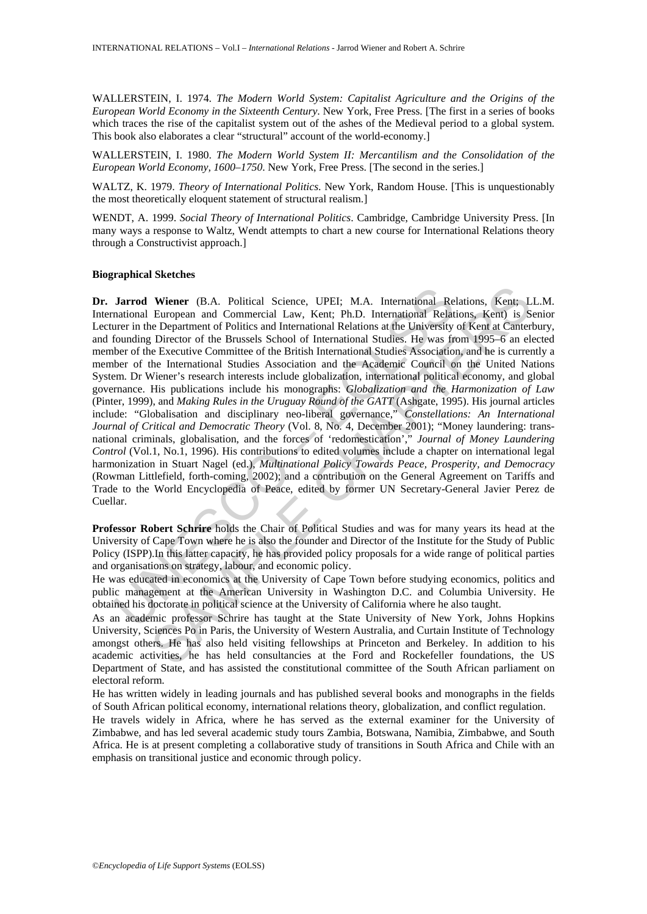WALLERSTEIN, I. 1974. *The Modern World System: Capitalist Agriculture and the Origins of the European World Economy in the Sixteenth Century*. New York, Free Press. [The first in a series of books which traces the rise of the capitalist system out of the ashes of the Medieval period to a global system. This book also elaborates a clear "structural" account of the world-economy.]

WALLERSTEIN, I. 1980. *The Modern World System II: Mercantilism and the Consolidation of the European World Economy, 1600–1750*. New York, Free Press. [The second in the series.]

WALTZ, K. 1979. *Theory of International Politics*. New York, Random House. [This is unquestionably the most theoretically eloquent statement of structural realism.]

WENDT, A. 1999. *Social Theory of International Politics*. Cambridge, Cambridge University Press. [In many ways a response to Waltz, Wendt attempts to chart a new course for International Relations theory through a Constructivist approach.]

**Biographical Sketches**

**Dr. Jarrod Wiener** (B.A. Political Science, UPEI; M.A. International Relations, Kent; LL.M. International European and Commercial Law, Kent; Ph.D. International Relations, Kent) is Senior Lecturer in the Department of Politics and International Relations at the University of Kent at Canterbury, and founding Director of the Brussels School of International Studies. He was from 1995–6 an elected member of the Executive Committee of the British International Studies Association, and he is currently a member of the International Studies Association and the Academic Council on the United Nations System. Dr Wiener's research interests include globalization, international political economy, and global governance. His publications include his monographs: *Globalization and the Harmonization of Law* (Pinter, 1999), and *Making Rules in the Uruguay Round of the GATT* (Ashgate, 1995). His journal articles include: "Globalisation and disciplinary neo-liberal governance," *Constellations: An International Journal of Critical and Democratic Theory* (Vol. 8, No. 4, December 2001); "Money laundering: trans-national criminals, globalisation, and the forces of 'redomestication'," *Journal of Money Laundering Control* (Vol.1, No.1, 1996). His contributions to edited volumes include a chapter on international legal harmonization in Stuart Nagel (ed.), *Multinational Policy Towards Peace, Prosperity, and Democracy* (Rowman Littlefield, forth-coming, 2002); and a contribution on the General Agreement on Tariffs and Trade to the World Encyclopedia of Peace, edited by former UN Secretary-General Javier Perez de Cuellar.

**Professor Robert Schrire** holds the Chair of Political Studies and was for many years its head at the University of Cape Town where he is also the founder and Director of the Institute for the Study of Public Policy (ISPP).In this latter capacity, he has provided policy proposals for a wide range of political parties and organisations on strategy, labour, and economic policy.

He was educated in economics at the University of Cape Town before studying economics, politics and public management at the American University in Washington D.C. and Columbia University. He obtained his doctorate in political science at the University of California where he also taught.

As an academic professor Schrire has taught at the State University of New York, Johns Hopkins University, Sciences Po in Paris, the University of Western Australia, and Curtain Institute of Technology amongst others. He has also held visiting fellowships at Princeton and Berkeley. In addition to his academic activities, he has held consultancies at the Ford and Rockefeller foundations, the US Department of State, and has assisted the constitutional committee of the South African parliament on electoral reform.

He has written widely in leading journals and has published several books and monographs in the fields of South African political economy, international relations theory, globalization, and conflict regulation.

He travels widely in Africa, where he has served as the external examiner for the University of Zimbabwe, and has led several academic study tours Zambia, Botswana, Namibia, Zimbabwe, and South Africa. He is at present completing a collaborative study of transitions in South Africa and Chile with an emphasis on transitional justice and economic through policy.